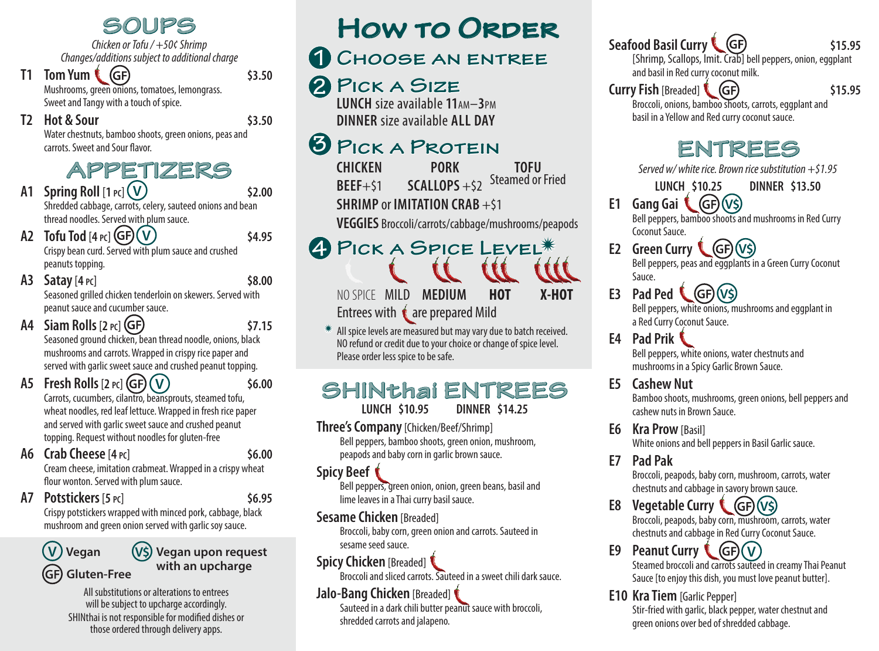# SOUPS

*Chicken or Tofu / +50¢ Shrimp*
*Changes/additions subject to additional charge*

**T1 Tom Yum** (GF) — $3.50
Mushrooms, green onions, tomatoes, lemongrass. Sweet and Tangy with a touch of spice.

**T2 Hot & Sour** — $3.50
Water chestnuts, bamboo shoots, green onions, peas and carrots. Sweet and Sour flavor.

# APPETIZERS

**A1 Spring Roll** [1 PC] (V) — $2.00
Shredded cabbage, carrots, celery, sauteed onions and bean thread noodles. Served with plum sauce.

**A2 Tofu Tod** [4 PC] (GF) (V) — $4.95
Crispy bean curd. Served with plum sauce and crushed peanuts topping.

**A3 Satay** [4 PC] — $8.00
Seasoned grilled chicken tenderloin on skewers. Served with peanut sauce and cucumber sauce.

**A4 Siam Rolls** [2 PC] (GF) — $7.15
Seasoned ground chicken, bean thread noodle, onions, black mushrooms and carrots. Wrapped in crispy rice paper and served with garlic sweet sauce and crushed peanut topping.

**A5 Fresh Rolls** [2 PC] (GF) (V) — $6.00
Carrots, cucumbers, cilantro, beansprouts, steamed tofu, wheat noodles, red leaf lettuce. Wrapped in fresh rice paper and served with garlic sweet sauce and crushed peanut topping. Request without noodles for gluten-free

**A6 Crab Cheese** [4 PC] — $6.00
Cream cheese, imitation crabmeat. Wrapped in a crispy wheat flour wonton. Served with plum sauce.

**A7 Potstickers** [5 PC] — $6.95
Crispy potstickers wrapped with minced pork, cabbage, black mushroom and green onion served with garlic soy sauce.

(V) **Vegan**
(V$) **Vegan upon request with an upcharge**
(GF) **Gluten-Free**

All substitutions or alterations to entrees will be subject to upcharge accordingly.
SHINthai is not responsible for modified dishes or those ordered through delivery apps.

# How to Order

## 1 Choose an Entree

## 2 Pick a Size

**LUNCH** size available **11AM–3PM**
**DINNER** size available **ALL DAY**

## 3 Pick a Protein

**CHICKEN** | **PORK** | **TOFU** Steamed or Fried
**BEEF**+$1 | **SCALLOPS** +$2
**SHRIMP** or **IMITATION CRAB** +$1
**VEGGIES** Broccoli/carrots/cabbage/mushrooms/peapods

## 4 Pick a Spice Level*

NO SPICE | MILD | **MEDIUM** | **HOT** | **X-HOT**

Entrees with (chili) are prepared Mild

* All spice levels are measured but may vary due to batch received. NO refund or credit due to your choice or change of spice level. Please order less spice to be safe.

# SHINthai ENTREES

**LUNCH $10.95 DINNER $14.25**

**Three's Company** [Chicken/Beef/Shrimp]
Bell peppers, bamboo shoots, green onion, mushroom, peapods and baby corn in garlic brown sauce.

**Spicy Beef** (chili)
Bell peppers, green onion, onion, green beans, basil and lime leaves in a Thai curry basil sauce.

**Sesame Chicken** [Breaded]
Broccoli, baby corn, green onion and carrots. Sauteed in sesame seed sauce.

**Spicy Chicken** [Breaded] (chili)
Broccoli and sliced carrots. Sauteed in a sweet chili dark sauce.

**Jalo-Bang Chicken** [Breaded] (chili)
Sauteed in a dark chili butter peanut sauce with broccoli, shredded carrots and jalapeno.

**Seafood Basil Curry** (chili) (GF) — $15.95
[Shrimp, Scallops, Imit. Crab] bell peppers, onion, eggplant and basil in Red curry coconut milk.

**Curry Fish** [Breaded] (chili) (GF) — $15.95
Broccoli, onions, bamboo shoots, carrots, eggplant and basil in a Yellow and Red curry coconut sauce.

# ENTREES

*Served w/ white rice. Brown rice substitution +$1.95*

**LUNCH $10.25 DINNER $13.50**

**E1 Gang Gai** (chili) (GF) (V$)
Bell peppers, bamboo shoots and mushrooms in Red Curry Coconut Sauce.

**E2 Green Curry** (chili) (GF) (V$)
Bell peppers, peas and eggplants in a Green Curry Coconut Sauce.

**E3 Pad Ped** (chili) (GF) (V$)
Bell peppers, white onions, mushrooms and eggplant in a Red Curry Coconut Sauce.

**E4 Pad Prik** (chili)
Bell peppers, white onions, water chestnuts and mushrooms in a Spicy Garlic Brown Sauce.

**E5 Cashew Nut**
Bamboo shoots, mushrooms, green onions, bell peppers and cashew nuts in Brown Sauce.

**E6 Kra Prow** [Basil]
White onions and bell peppers in Basil Garlic sauce.

**E7 Pad Pak**
Broccoli, peapods, baby corn, mushroom, carrots, water chestnuts and cabbage in savory brown sauce.

**E8 Vegetable Curry** (chili) (GF) (V$)
Broccoli, peapods, baby corn, mushroom, carrots, water chestnuts and cabbage in Red Curry Coconut Sauce.

**E9 Peanut Curry** (chili) (GF) (V)
Steamed broccoli and carrots sauteed in creamy Thai Peanut Sauce [to enjoy this dish, you must love peanut butter].

**E10 Kra Tiem** [Garlic Pepper]
Stir-fried with garlic, black pepper, water chestnut and green onions over bed of shredded cabbage.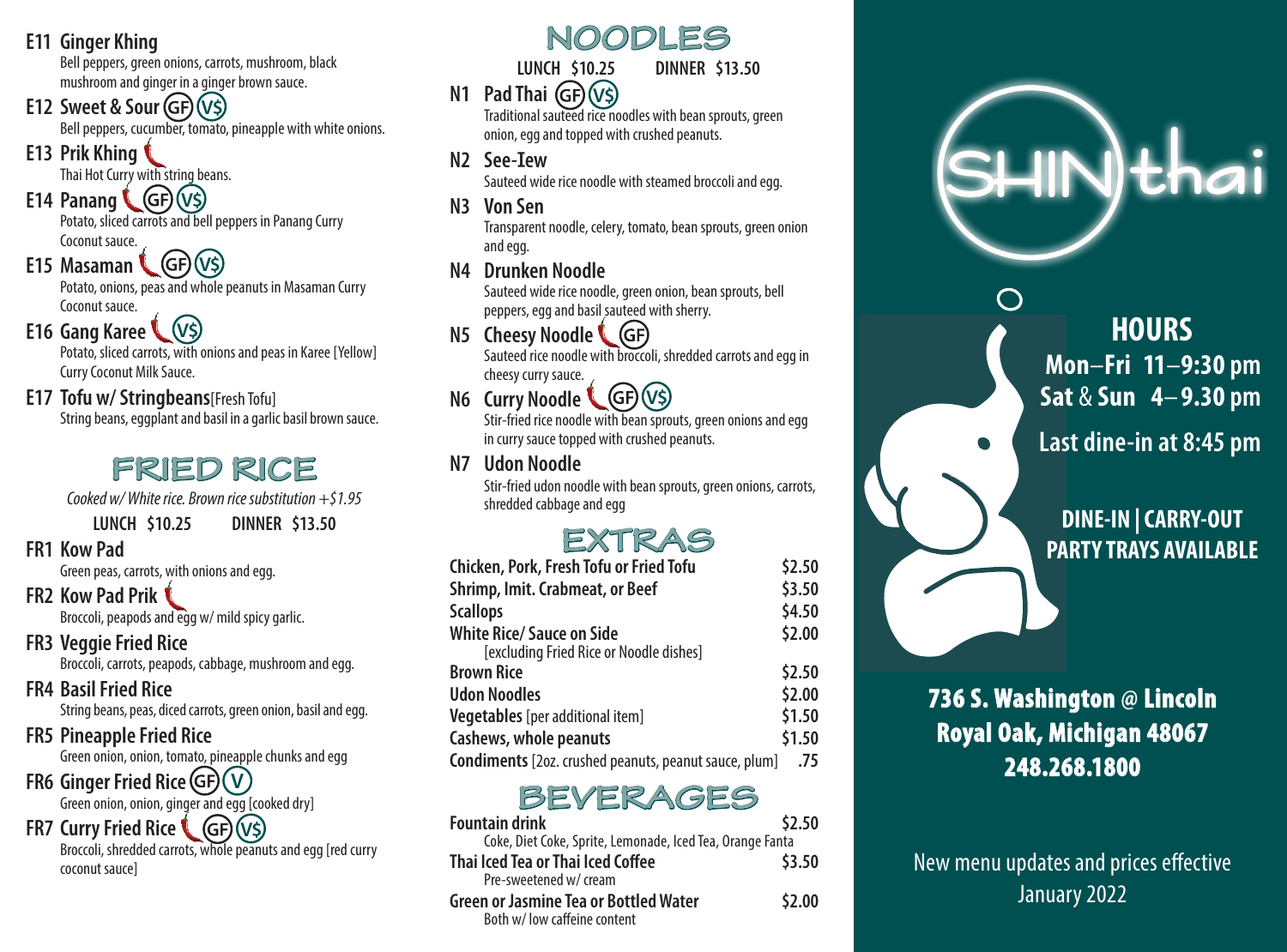**E11 Ginger Khing**
Bell peppers, green onions, carrots, mushroom, black mushroom and ginger in a ginger brown sauce.

**E12 Sweet & Sour** (GF) (V$)
Bell peppers, cucumber, tomato, pineapple with white onions.

**E13 Prik Khing** 🌶
Thai Hot Curry with string beans.

**E14 Panang** 🌶 (GF) (V$)
Potato, sliced carrots and bell peppers in Panang Curry Coconut sauce.

**E15 Masaman** 🌶 (GF) (V$)
Potato, onions, peas and whole peanuts in Masaman Curry Coconut sauce.

**E16 Gang Karee** 🌶 (V$)
Potato, sliced carrots, with onions and peas in Karee [Yellow] Curry Coconut Milk Sauce.

**E17 Tofu w/ Stringbeans** [Fresh Tofu]
String beans, eggplant and basil in a garlic basil brown sauce.

# FRIED RICE

*Cooked w/ White rice. Brown rice substitution +$1.95*

**LUNCH $10.25 DINNER $13.50**

**FR1 Kow Pad**
Green peas, carrots, with onions and egg.

**FR2 Kow Pad Prik** 🌶
Broccoli, peapods and egg w/ mild spicy garlic.

**FR3 Veggie Fried Rice**
Broccoli, carrots, peapods, cabbage, mushroom and egg.

**FR4 Basil Fried Rice**
String beans, peas, diced carrots, green onion, basil and egg.

**FR5 Pineapple Fried Rice**
Green onion, onion, tomato, pineapple chunks and egg

**FR6 Ginger Fried Rice** (GF) (V)
Green onion, onion, ginger and egg [cooked dry]

**FR7 Curry Fried Rice** 🌶 (GF) (V$)
Broccoli, shredded carrots, whole peanuts and egg [red curry coconut sauce]

# NOODLES

**LUNCH $10.25 DINNER $13.50**

**N1 Pad Thai** (GF) (V$)
Traditional sauteed rice noodles with bean sprouts, green onion, egg and topped with crushed peanuts.

**N2 See-Iew**
Sauteed wide rice noodle with steamed broccoli and egg.

**N3 Von Sen**
Transparent noodle, celery, tomato, bean sprouts, green onion and egg.

**N4 Drunken Noodle**
Sauteed wide rice noodle, green onion, bean sprouts, bell peppers, egg and basil sauteed with sherry.

**N5 Cheesy Noodle** 🌶 (GF)
Sauteed rice noodle with broccoli, shredded carrots and egg in cheesy curry sauce.

**N6 Curry Noodle** 🌶 (GF) (V$)
Stir-fried rice noodle with bean sprouts, green onions and egg in curry sauce topped with crushed peanuts.

**N7 Udon Noodle**
Stir-fried udon noodle with bean sprouts, green onions, carrots, shredded cabbage and egg

# EXTRAS

| | |
|---|---|
| **Chicken, Pork, Fresh Tofu or Fried Tofu** | $2.50 |
| **Shrimp, Imit. Crabmeat, or Beef** | $3.50 |
| **Scallops** | $4.50 |
| **White Rice/ Sauce on Side** [excluding Fried Rice or Noodle dishes] | $2.00 |
| **Brown Rice** | $2.50 |
| **Udon Noodles** | $2.00 |
| **Vegetables** [per additional item] | $1.50 |
| **Cashews, whole peanuts** | $1.50 |
| **Condiments** [2oz. crushed peanuts, peanut sauce, plum] | .75 |

# BEVERAGES

| | |
|---|---|
| **Fountain drink** Coke, Diet Coke, Sprite, Lemonade, Iced Tea, Orange Fanta | $2.50 |
| **Thai Iced Tea or Thai Iced Coffee** Pre-sweetened w/ cream | $3.50 |
| **Green or Jasmine Tea or Bottled Water** Both w/ low caffeine content | $2.00 |

# SHIN thai

## HOURS

**Mon–Fri 11–9:30 pm**
**Sat & Sun 4– 9.30 pm**
**Last dine-in at 8:45 pm**

**DINE-IN | CARRY-OUT**
**PARTY TRAYS AVAILABLE**

**736 S. Washington @ Lincoln**
**Royal Oak, Michigan 48067**
**248.268.1800**

New menu updates and prices effective January 2022